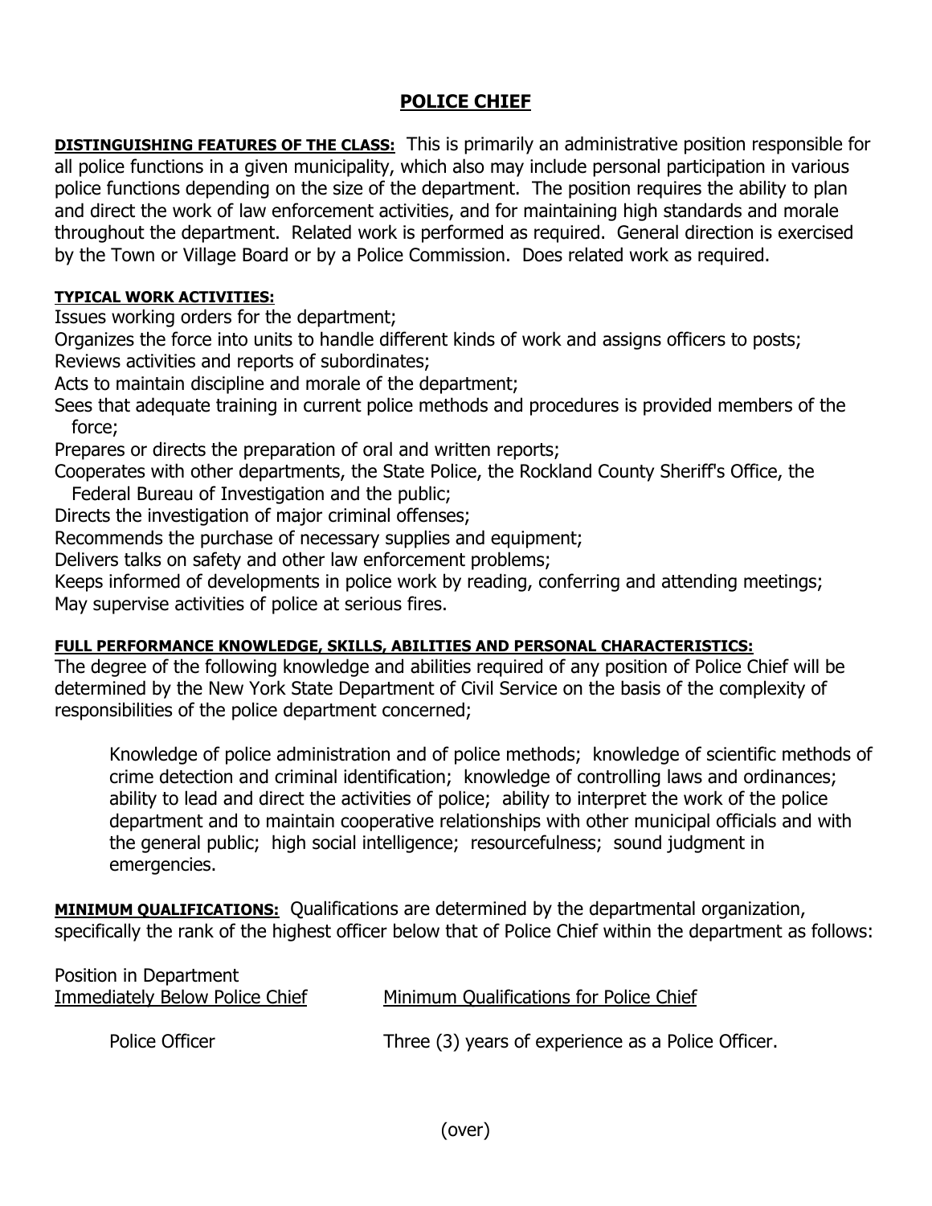# POLICE CHIEF

**DISTINGUISHING FEATURES OF THE CLASS:** This is primarily an administrative position responsible for all police functions in a given municipality, which also may include personal participation in various police functions depending on the size of the department. The position requires the ability to plan and direct the work of law enforcement activities, and for maintaining high standards and morale throughout the department. Related work is performed as required. General direction is exercised by the Town or Village Board or by a Police Commission. Does related work as required.

**TYPICAL WORK ACTIVITIES:**

Issues working orders for the department;
Organizes the force into units to handle different kinds of work and assigns officers to posts;
Reviews activities and reports of subordinates;
Acts to maintain discipline and morale of the department;
Sees that adequate training in current police methods and procedures is provided members of the force;
Prepares or directs the preparation of oral and written reports;
Cooperates with other departments, the State Police, the Rockland County Sheriff's Office, the Federal Bureau of Investigation and the public;
Directs the investigation of major criminal offenses;
Recommends the purchase of necessary supplies and equipment;
Delivers talks on safety and other law enforcement problems;
Keeps informed of developments in police work by reading, conferring and attending meetings;
May supervise activities of police at serious fires.

**FULL PERFORMANCE KNOWLEDGE, SKILLS, ABILITIES AND PERSONAL CHARACTERISTICS:**

The degree of the following knowledge and abilities required of any position of Police Chief will be determined by the New York State Department of Civil Service on the basis of the complexity of responsibilities of the police department concerned;

> Knowledge of police administration and of police methods; knowledge of scientific methods of crime detection and criminal identification; knowledge of controlling laws and ordinances; ability to lead and direct the activities of police; ability to interpret the work of the police department and to maintain cooperative relationships with other municipal officials and with the general public; high social intelligence; resourcefulness; sound judgment in emergencies.

**MINIMUM QUALIFICATIONS:** Qualifications are determined by the departmental organization, specifically the rank of the highest officer below that of Police Chief within the department as follows:

| Position in Department Immediately Below Police Chief | Minimum Qualifications for Police Chief |
| --- | --- |
| Police Officer | Three (3) years of experience as a Police Officer. |

(over)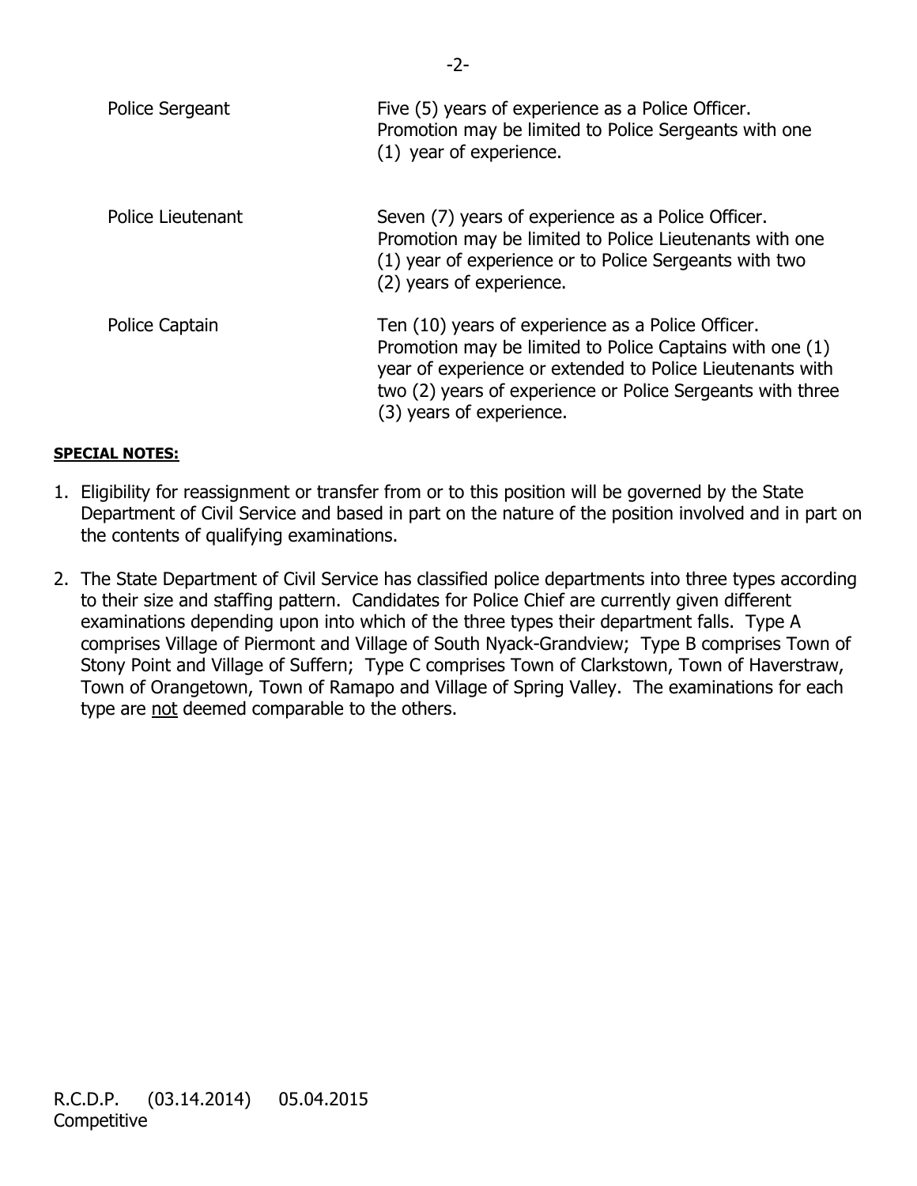| | |
|---|---|
| Police Sergeant | Five (5) years of experience as a Police Officer. Promotion may be limited to Police Sergeants with one (1) year of experience. |
| Police Lieutenant | Seven (7) years of experience as a Police Officer. Promotion may be limited to Police Lieutenants with one (1) year of experience or to Police Sergeants with two (2) years of experience. |
| Police Captain | Ten (10) years of experience as a Police Officer. Promotion may be limited to Police Captains with one (1) year of experience or extended to Police Lieutenants with two (2) years of experience or Police Sergeants with three (3) years of experience. |

**SPECIAL NOTES:**

1. Eligibility for reassignment or transfer from or to this position will be governed by the State Department of Civil Service and based in part on the nature of the position involved and in part on the contents of qualifying examinations.
2. The State Department of Civil Service has classified police departments into three types according to their size and staffing pattern. Candidates for Police Chief are currently given different examinations depending upon into which of the three types their department falls. Type A comprises Village of Piermont and Village of South Nyack-Grandview; Type B comprises Town of Stony Point and Village of Suffern; Type C comprises Town of Clarkstown, Town of Haverstraw, Town of Orangetown, Town of Ramapo and Village of Spring Valley. The examinations for each type are not deemed comparable to the others.

R.C.D.P. (03.14.2014) 05.04.2015
Competitive